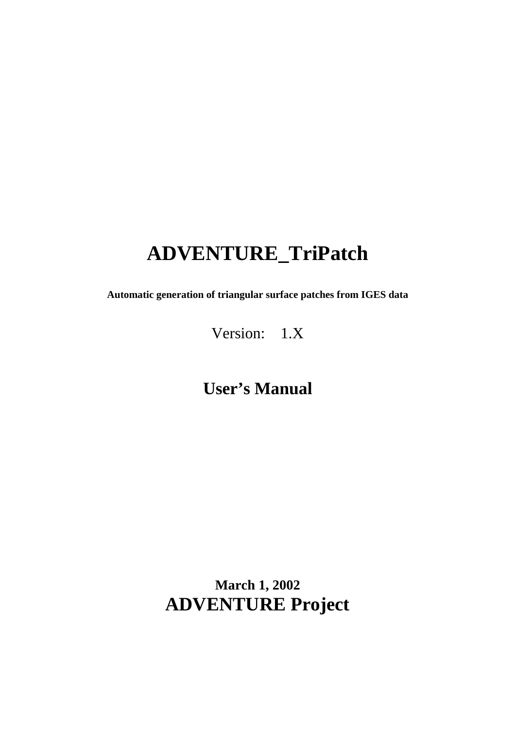# ADVENTURE_TriPatch

**Automatic generation of triangular surface patches from IGES data**

Version: 1.X

## User's Manual

**March 1, 2002**

**ADVENTURE Project**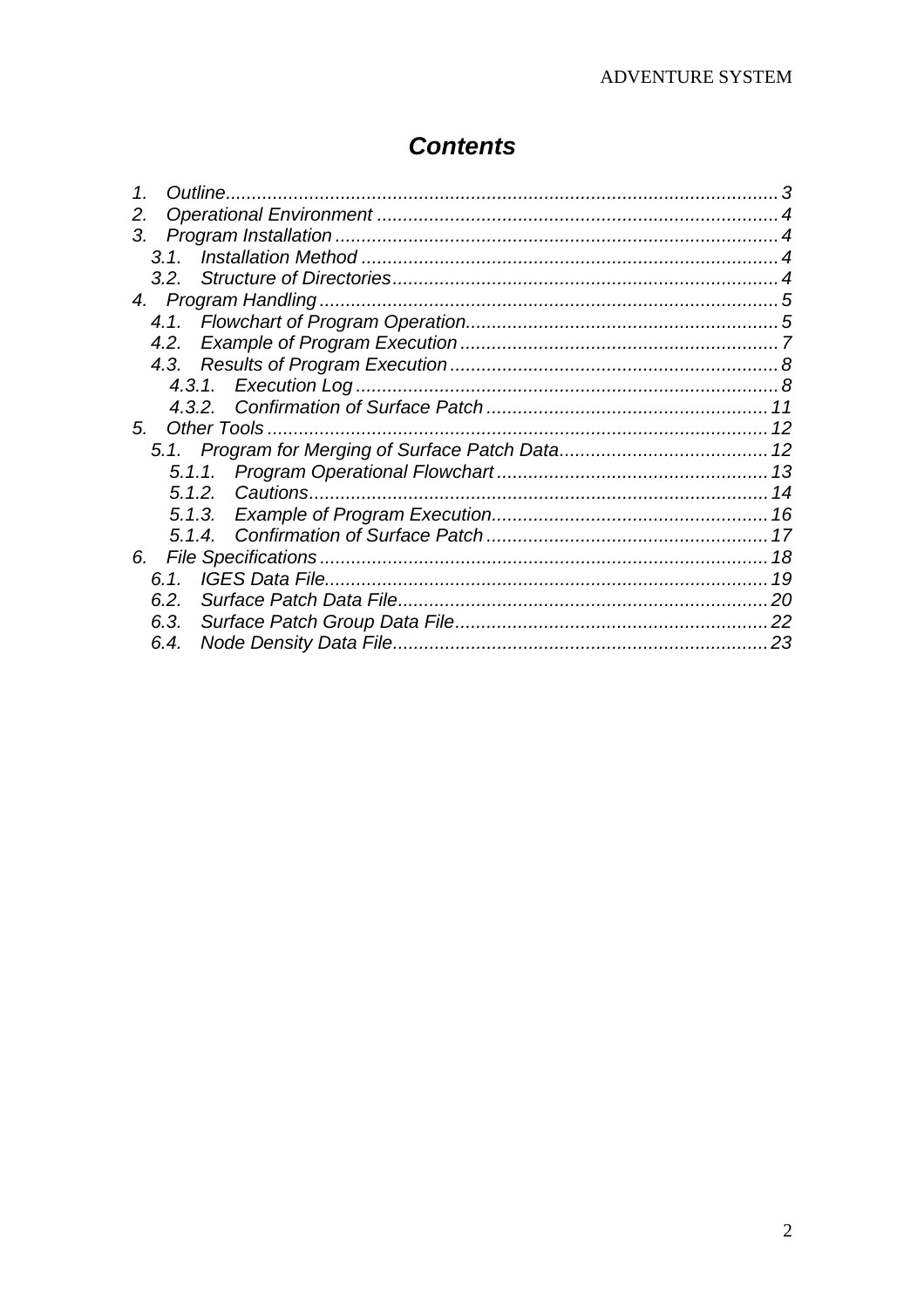# *Contents*

1. Outline .......... 3
2. Operational Environment .......... 4
3. Program Installation .......... 4
   - 3.1. Installation Method .......... 4
   - 3.2. Structure of Directories .......... 4
4. Program Handling .......... 5
   - 4.1. Flowchart of Program Operation .......... 5
   - 4.2. Example of Program Execution .......... 7
   - 4.3. Results of Program Execution .......... 8
     - 4.3.1. Execution Log .......... 8
     - 4.3.2. Confirmation of Surface Patch .......... 11
5. Other Tools .......... 12
   - 5.1. Program for Merging of Surface Patch Data .......... 12
     - 5.1.1. Program Operational Flowchart .......... 13
     - 5.1.2. Cautions .......... 14
     - 5.1.3. Example of Program Execution .......... 16
     - 5.1.4. Confirmation of Surface Patch .......... 17
6. File Specifications .......... 18
   - 6.1. IGES Data File .......... 19
   - 6.2. Surface Patch Data File .......... 20
   - 6.3. Surface Patch Group Data File .......... 22
   - 6.4. Node Density Data File .......... 23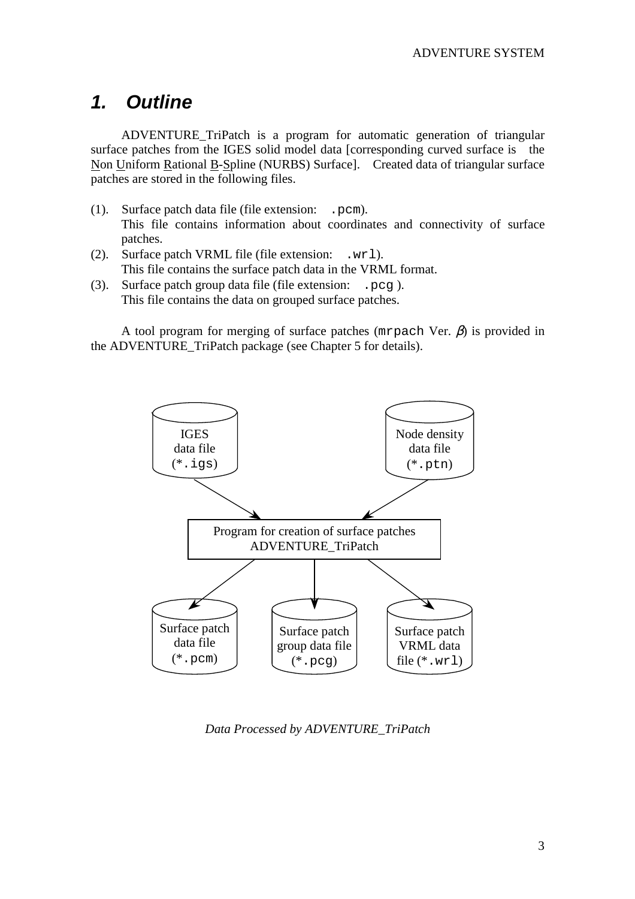# 1. Outline

ADVENTURE_TriPatch is a program for automatic generation of triangular surface patches from the IGES solid model data [corresponding curved surface is the Non Uniform Rational B-Spline (NURBS) Surface]. Created data of triangular surface patches are stored in the following files.

(1). Surface patch data file (file extension: `.pcm`).
This file contains information about coordinates and connectivity of surface patches.

(2). Surface patch VRML file (file extension: `.wrl`).
This file contains the surface patch data in the VRML format.

(3). Surface patch group data file (file extension: `.pcg` ).
This file contains the data on grouped surface patches.

A tool program for merging of surface patches (`mrpach` Ver. $\beta$) is provided in the ADVENTURE_TriPatch package (see Chapter 5 for details).

IGES data file (*.igs)

Node density data file (*.ptn)

Program for creation of surface patches ADVENTURE_TriPatch

Surface patch data file (*.pcm)

Surface patch group data file (*.pcg)

Surface patch VRML data file (*.wrl)

*Data Processed by ADVENTURE_TriPatch*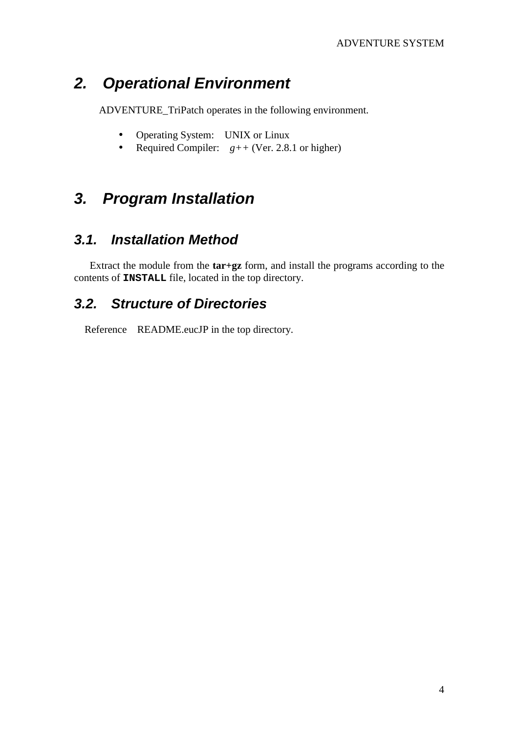## 2. Operational Environment

ADVENTURE_TriPatch operates in the following environment.

- Operating System: UNIX or Linux
- Required Compiler: *g++* (Ver. 2.8.1 or higher)

## 3. Program Installation

### 3.1. Installation Method

Extract the module from the **tar+gz** form, and install the programs according to the contents of **`INSTALL`** file, located in the top directory.

### 3.2. Structure of Directories

Reference README.eucJP in the top directory.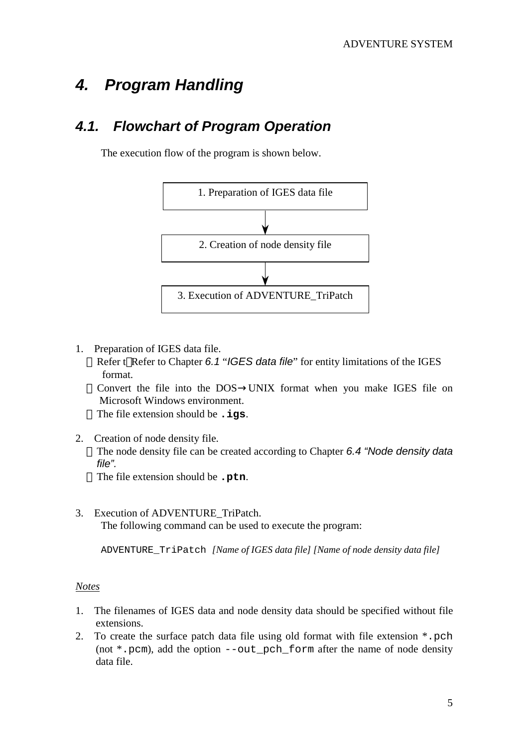# 4. Program Handling

## 4.1. Flowchart of Program Operation

The execution flow of the program is shown below.

1. Preparation of IGES data file

↓

2. Creation of node density file

↓

3. Execution of ADVENTURE_TriPatch

1. Preparation of IGES data file.
   - Refer t Refer to Chapter *6.1* "*IGES data file*" for entity limitations of the IGES format.
   - Convert the file into the DOS→UNIX format when you make IGES file on Microsoft Windows environment.
   - The file extension should be **`.igs`**.

2. Creation of node density file.
   - The node density file can be created according to Chapter *6.4 "Node density data file".*
   - The file extension should be **`.ptn`**.

3. Execution of ADVENTURE_TriPatch.

   The following command can be used to execute the program:

   `ADVENTURE_TriPatch` *[Name of IGES data file] [Name of node density data file]*

*Notes*

1. The filenames of IGES data and node density data should be specified without file extensions.
2. To create the surface patch data file using old format with file extension `*.pch` (not `*.pcm`), add the option `--out_pch_form` after the name of node density data file.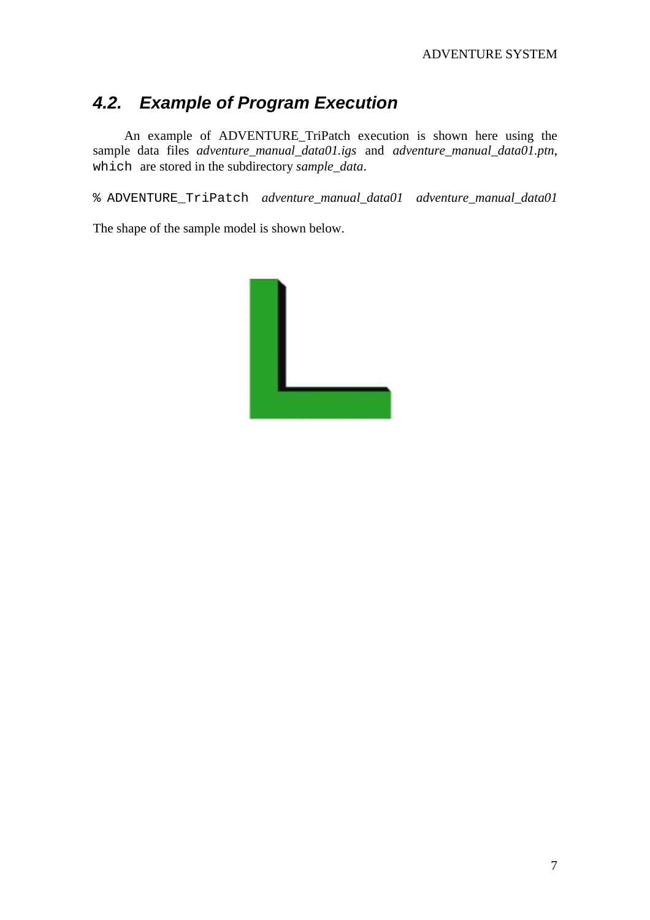## 4.2. Example of Program Execution

An example of ADVENTURE_TriPatch execution is shown here using the sample data files *adventure_manual_data01.igs* and *adventure_manual_data01.ptn*, which are stored in the subdirectory *sample_data*.

```
% ADVENTURE_TriPatch adventure_manual_data01 adventure_manual_data01
```

The shape of the sample model is shown below.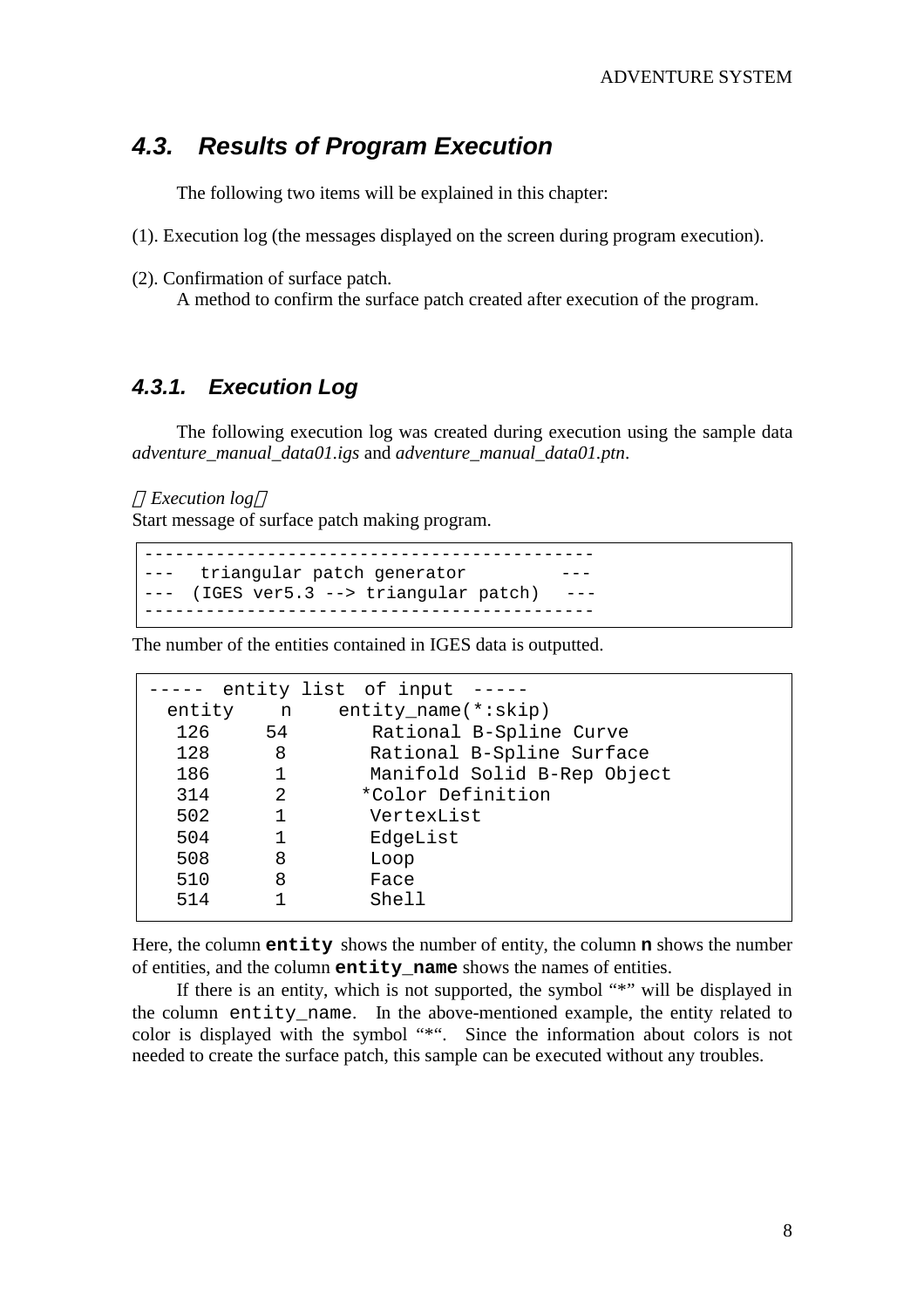## 4.3. Results of Program Execution

The following two items will be explained in this chapter:

(1). Execution log (the messages displayed on the screen during program execution).

(2). Confirmation of surface patch.
A method to confirm the surface patch created after execution of the program.

### 4.3.1. Execution Log

The following execution log was created during execution using the sample data *adventure_manual_data01.igs* and *adventure_manual_data01.ptn*.

【*Execution log*】
Start message of surface patch making program.

```
-------------------------------------------
---   triangular patch generator        ---
---  (IGES ver5.3 --> triangular patch)  ---
-------------------------------------------
```

The number of the entities contained in IGES data is outputted.

```
-----  entity list  of input  -----
  entity    n    entity_name(*:skip)
   126     54       Rational B-Spline Curve
   128      8       Rational B-Spline Surface
   186      1       Manifold Solid B-Rep Object
   314      2      *Color Definition
   502      1       VertexList
   504      1       EdgeList
   508      8       Loop
   510      8       Face
   514      1       Shell
```

Here, the column **entity** shows the number of entity, the column **n** shows the number of entities, and the column **entity_name** shows the names of entities.

If there is an entity, which is not supported, the symbol "*" will be displayed in the column entity_name. In the above-mentioned example, the entity related to color is displayed with the symbol "*". Since the information about colors is not needed to create the surface patch, this sample can be executed without any troubles.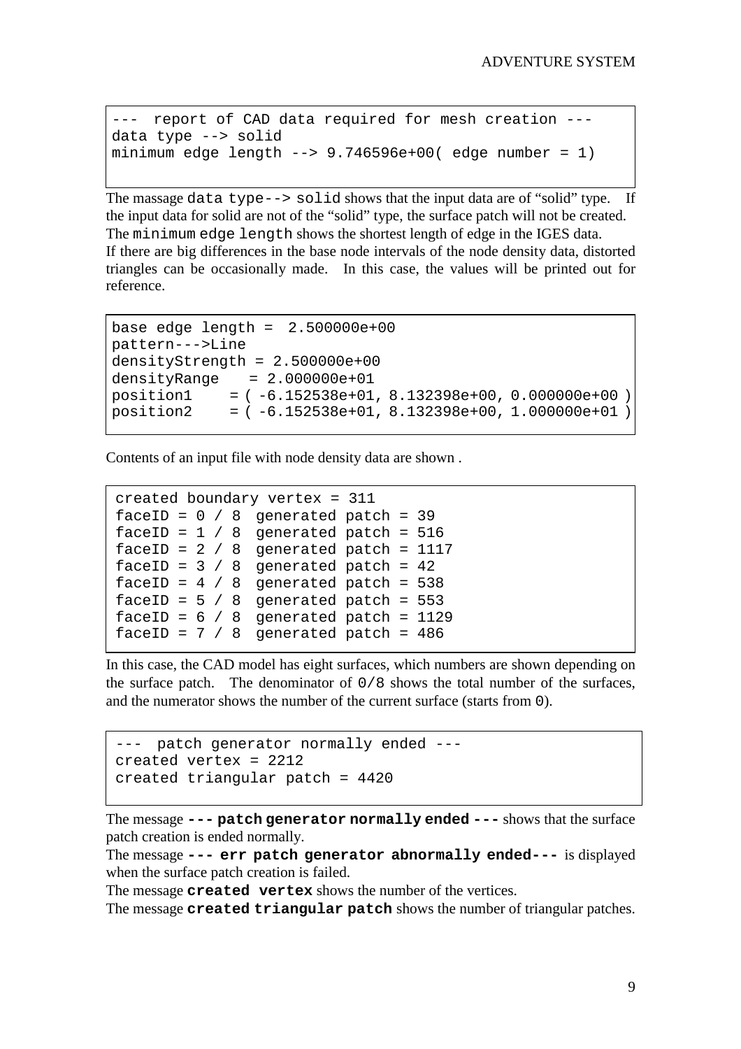```
---  report of CAD data required for mesh creation ---
data type --> solid
minimum edge length --> 9.746596e+00( edge number = 1)
```

The massage `data type--> solid` shows that the input data are of "solid" type. If the input data for solid are not of the "solid" type, the surface patch will not be created.
The `minimum edge length` shows the shortest length of edge in the IGES data.
If there are big differences in the base node intervals of the node density data, distorted triangles can be occasionally made. In this case, the values will be printed out for reference.

```
base edge length =  2.500000e+00
pattern--->Line
densityStrength = 2.500000e+00
densityRange    = 2.000000e+01
position1     = ( -6.152538e+01, 8.132398e+00, 0.000000e+00 )
position2     = ( -6.152538e+01, 8.132398e+00, 1.000000e+01 )
```

Contents of an input file with node density data are shown .

```
created boundary vertex = 311
faceID = 0 / 8  generated patch = 39
faceID = 1 / 8  generated patch = 516
faceID = 2 / 8  generated patch = 1117
faceID = 3 / 8  generated patch = 42
faceID = 4 / 8  generated patch = 538
faceID = 5 / 8  generated patch = 553
faceID = 6 / 8  generated patch = 1129
faceID = 7 / 8  generated patch = 486
```

In this case, the CAD model has eight surfaces, which numbers are shown depending on the surface patch. The denominator of `0/8` shows the total number of the surfaces, and the numerator shows the number of the current surface (starts from `0`).

```
---  patch generator normally ended ---
created vertex = 2212
created triangular patch = 4420
```

The message **`--- patch generator normally ended ---`** shows that the surface patch creation is ended normally.
The message **`--- err patch generator abnormally ended---`** is displayed when the surface patch creation is failed.
The message **`created vertex`** shows the number of the vertices.
The message **`created triangular patch`** shows the number of triangular patches.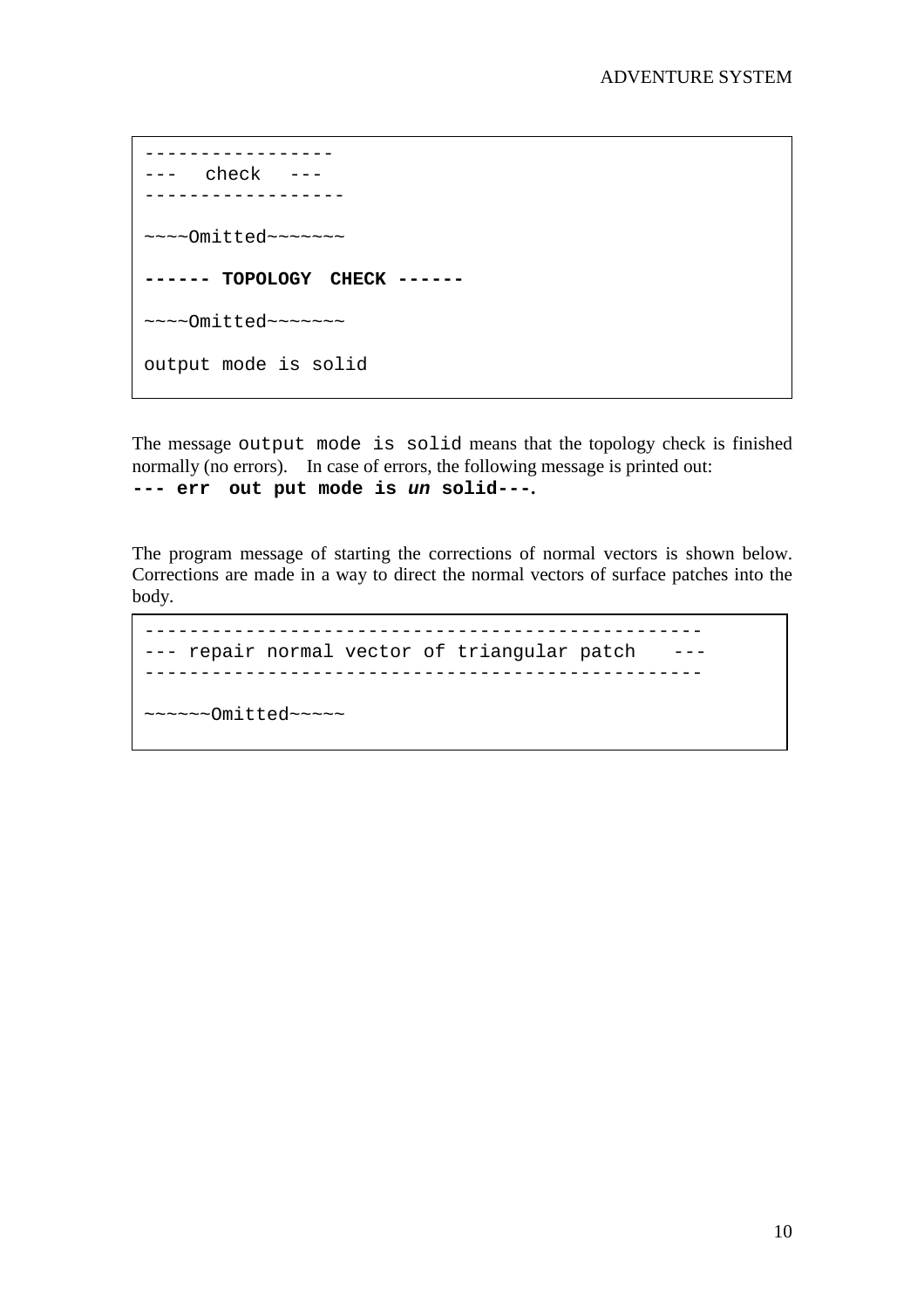```
-----------------
---   check   ---
------------------

~~~~Omitted~~~~~~~

------ TOPOLOGY  CHECK ------

~~~~Omitted~~~~~~~

output mode is solid
```

The message `output mode is solid` means that the topology check is finished normally (no errors). In case of errors, the following message is printed out:
**`--- err  out put mode is`** ***`un`*** **`solid---`**.

The program message of starting the corrections of normal vectors is shown below. Corrections are made in a way to direct the normal vectors of surface patches into the body.

```
-------------------------------------------------
--- repair normal vector of triangular patch   ---
-------------------------------------------------

~~~~~~Omitted~~~~~
```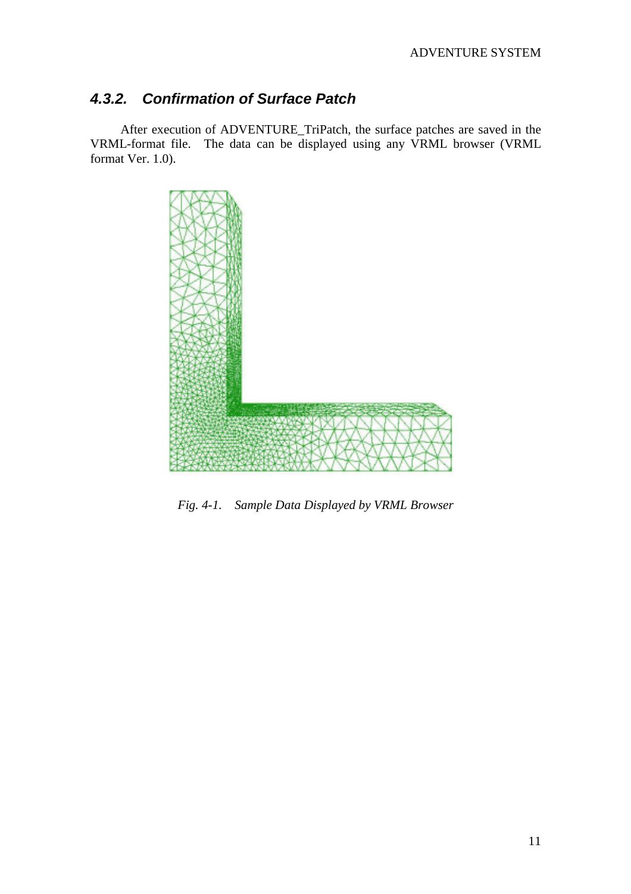### *4.3.2. Confirmation of Surface Patch*

After execution of ADVENTURE_TriPatch, the surface patches are saved in the VRML-format file. The data can be displayed using any VRML browser (VRML format Ver. 1.0).

*Fig. 4-1. Sample Data Displayed by VRML Browser*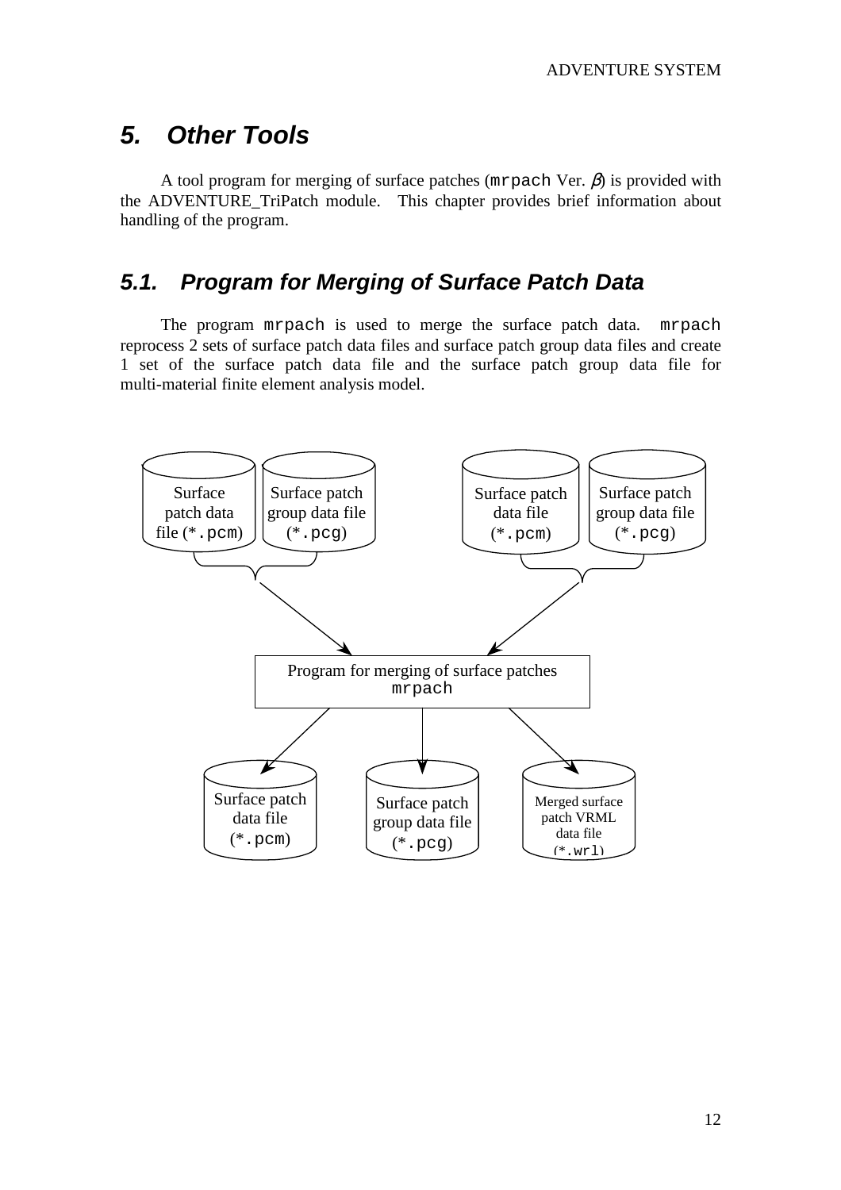# 5. Other Tools

A tool program for merging of surface patches (`mrpach` Ver. $\beta$) is provided with the ADVENTURE_TriPatch module. This chapter provides brief information about handling of the program.

## 5.1. Program for Merging of Surface Patch Data

The program `mrpach` is used to merge the surface patch data. `mrpach` reprocess 2 sets of surface patch data files and surface patch group data files and create 1 set of the surface patch data file and the surface patch group data file for multi-material finite element analysis model.

Surface patch data file (*.pcm) | Surface patch group data file (*.pcg) | Surface patch data file (*.pcm) | Surface patch group data file (*.pcg)

Program for merging of surface patches
mrpach

Surface patch data file (*.pcm) | Surface patch group data file (*.pcg) | Merged surface patch VRML data file (*.wrl)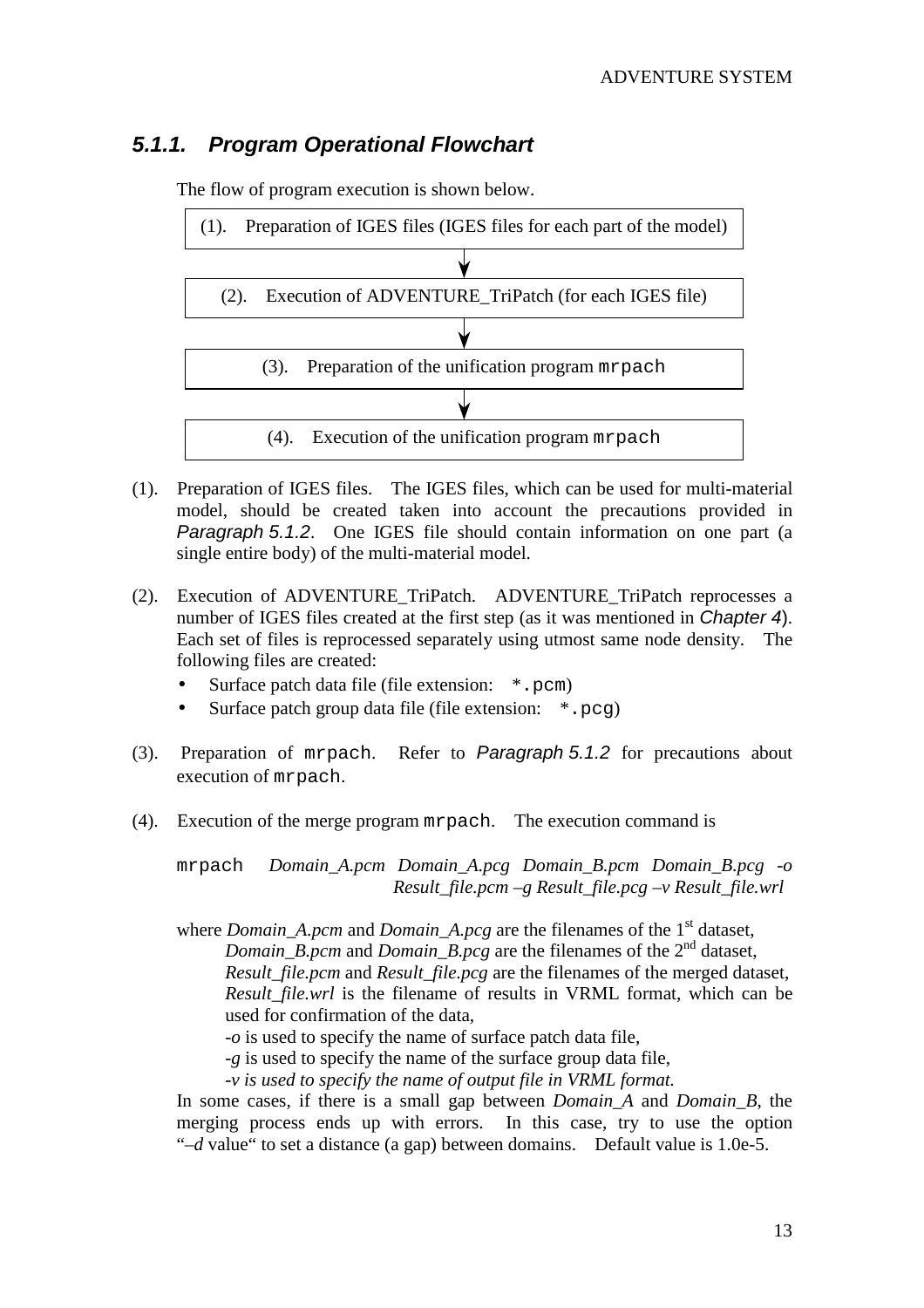### 5.1.1. Program Operational Flowchart

The flow of program execution is shown below.

(1). Preparation of IGES files (IGES files for each part of the model)

↓

(2). Execution of ADVENTURE_TriPatch (for each IGES file)

↓

(3). Preparation of the unification program `mrpach`

↓

(4). Execution of the unification program `mrpach`

(1). Preparation of IGES files. The IGES files, which can be used for multi-material model, should be created taken into account the precautions provided in *Paragraph 5.1.2*. One IGES file should contain information on one part (a single entire body) of the multi-material model.

(2). Execution of ADVENTURE_TriPatch. ADVENTURE_TriPatch reprocesses a number of IGES files created at the first step (as it was mentioned in *Chapter 4*). Each set of files is reprocessed separately using utmost same node density. The following files are created:

- Surface patch data file (file extension: `*.pcm`)
- Surface patch group data file (file extension: `*.pcg`)

(3). Preparation of `mrpach`. Refer to *Paragraph 5.1.2* for precautions about execution of `mrpach`.

(4). Execution of the merge program `mrpach`. The execution command is

`mrpach` *Domain_A.pcm Domain_A.pcg Domain_B.pcm Domain_B.pcg -o Result_file.pcm –g Result_file.pcg –v Result_file.wrl*

where *Domain_A.pcm* and *Domain_A.pcg* are the filenames of the 1st dataset,
*Domain_B.pcm* and *Domain_B.pcg* are the filenames of the 2nd dataset,
*Result_file.pcm* and *Result_file.pcg* are the filenames of the merged dataset,
*Result_file.wrl* is the filename of results in VRML format, which can be used for confirmation of the data,
*-o* is used to specify the name of surface patch data file,
*-g* is used to specify the name of the surface group data file,
*-v is used to specify the name of output file in VRML format.*

In some cases, if there is a small gap between *Domain_A* and *Domain_B*, the merging process ends up with errors. In this case, try to use the option "*–d* value" to set a distance (a gap) between domains. Default value is 1.0e-5.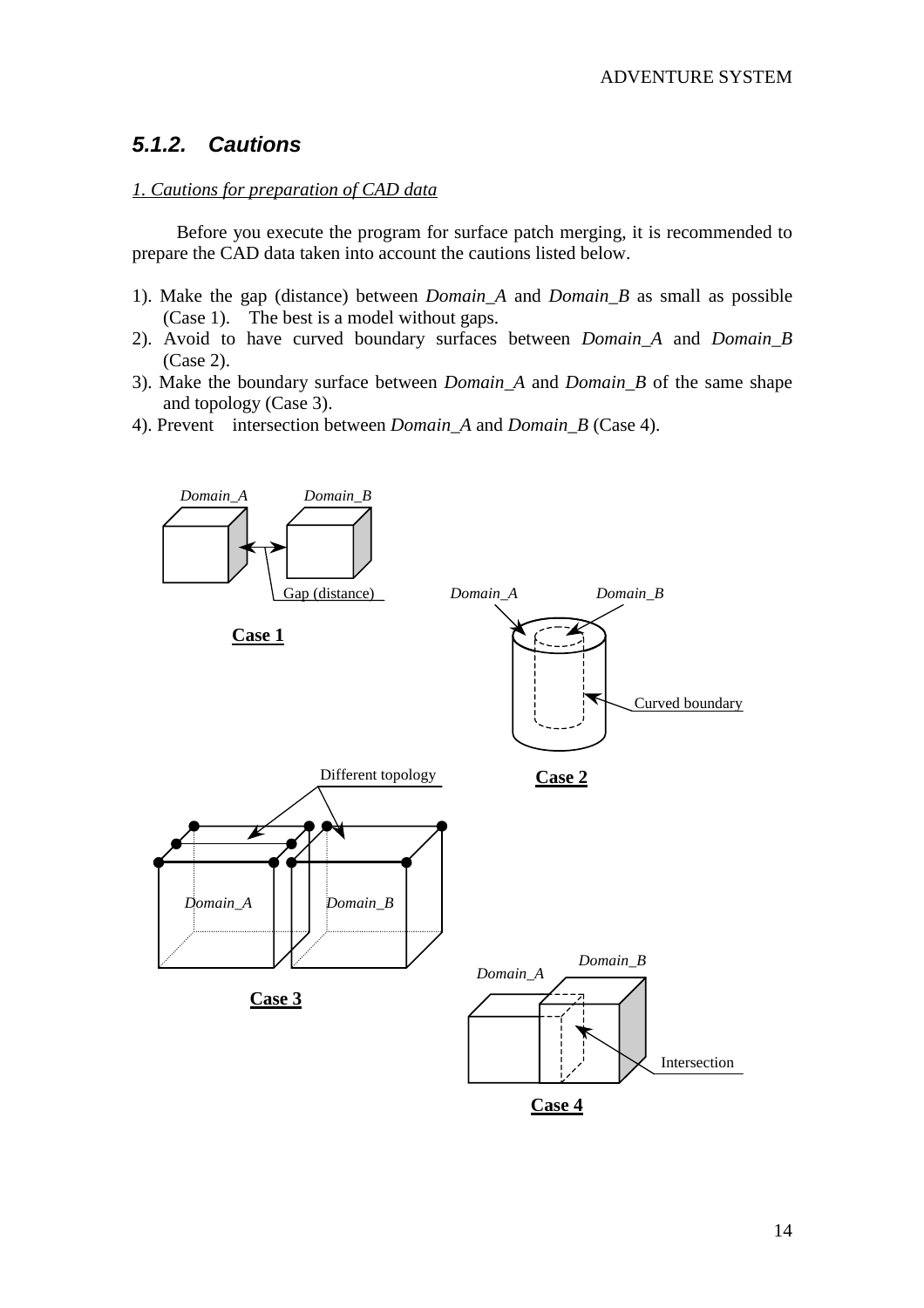### 5.1.2. Cautions

*1. Cautions for preparation of CAD data*

Before you execute the program for surface patch merging, it is recommended to prepare the CAD data taken into account the cautions listed below.

1). Make the gap (distance) between *Domain_A* and *Domain_B* as small as possible (Case 1). The best is a model without gaps.
2). Avoid to have curved boundary surfaces between *Domain_A* and *Domain_B* (Case 2).
3). Make the boundary surface between *Domain_A* and *Domain_B* of the same shape and topology (Case 3).
4). Prevent intersection between *Domain_A* and *Domain_B* (Case 4).

*Domain_A* *Domain_B*

Gap (distance)

**Case 1**

*Domain_A* *Domain_B*

Curved boundary

**Case 2**

Different topology

*Domain_A* *Domain_B*

**Case 3**

*Domain_A* *Domain_B*

Intersection

**Case 4**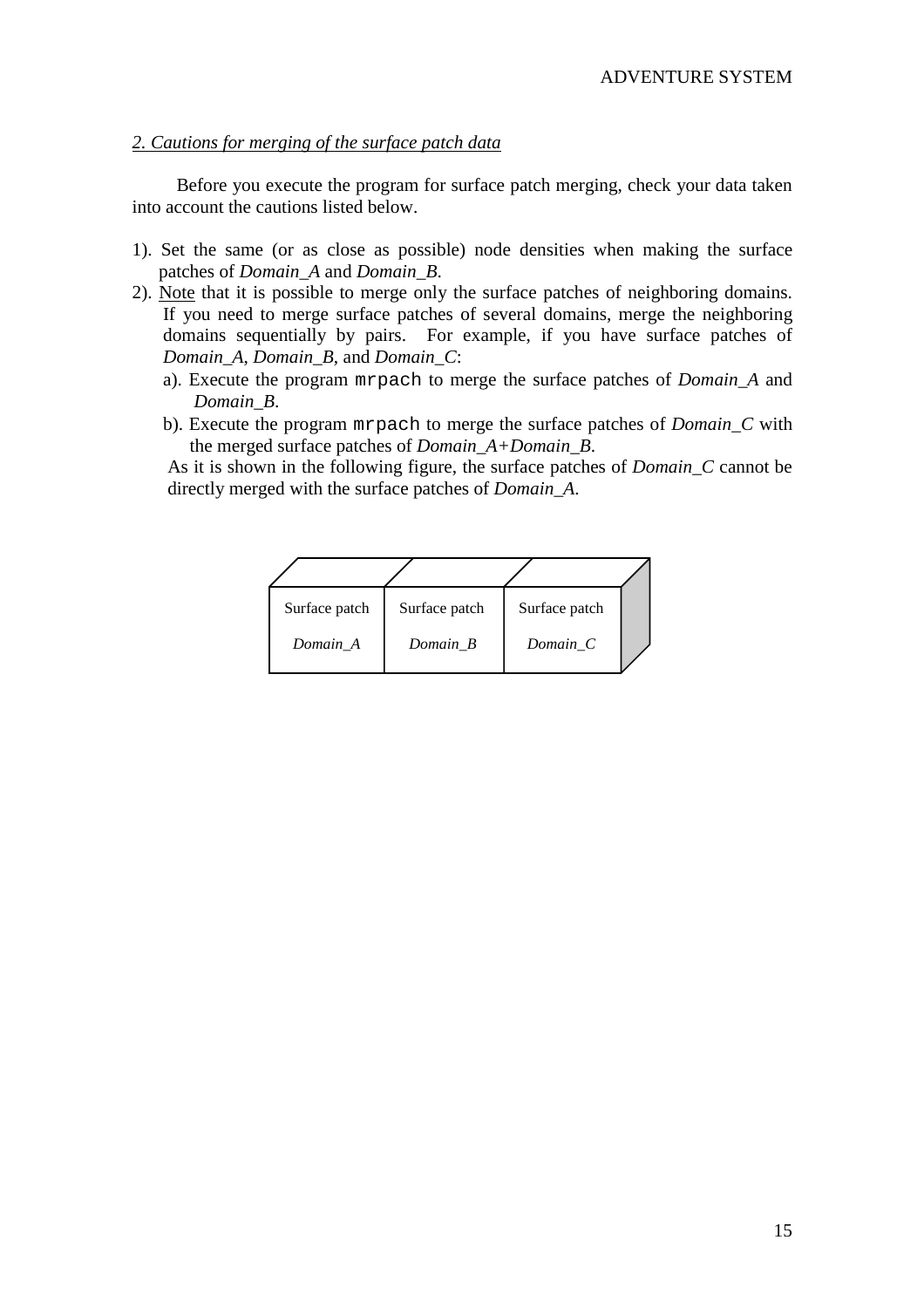*2. Cautions for merging of the surface patch data*

Before you execute the program for surface patch merging, check your data taken into account the cautions listed below.

1). Set the same (or as close as possible) node densities when making the surface patches of *Domain_A* and *Domain_B*.

2). Note that it is possible to merge only the surface patches of neighboring domains. If you need to merge surface patches of several domains, merge the neighboring domains sequentially by pairs. For example, if you have surface patches of *Domain_A*, *Domain_B*, and *Domain_C*:

   a). Execute the program `mrpach` to merge the surface patches of *Domain_A* and *Domain_B*.

   b). Execute the program `mrpach` to merge the surface patches of *Domain_C* with the merged surface patches of *Domain_A+Domain_B*.

   As it is shown in the following figure, the surface patches of *Domain_C* cannot be directly merged with the surface patches of *Domain_A*.

| Surface patch | Surface patch | Surface patch |
|---|---|---|
| *Domain_A* | *Domain_B* | *Domain_C* |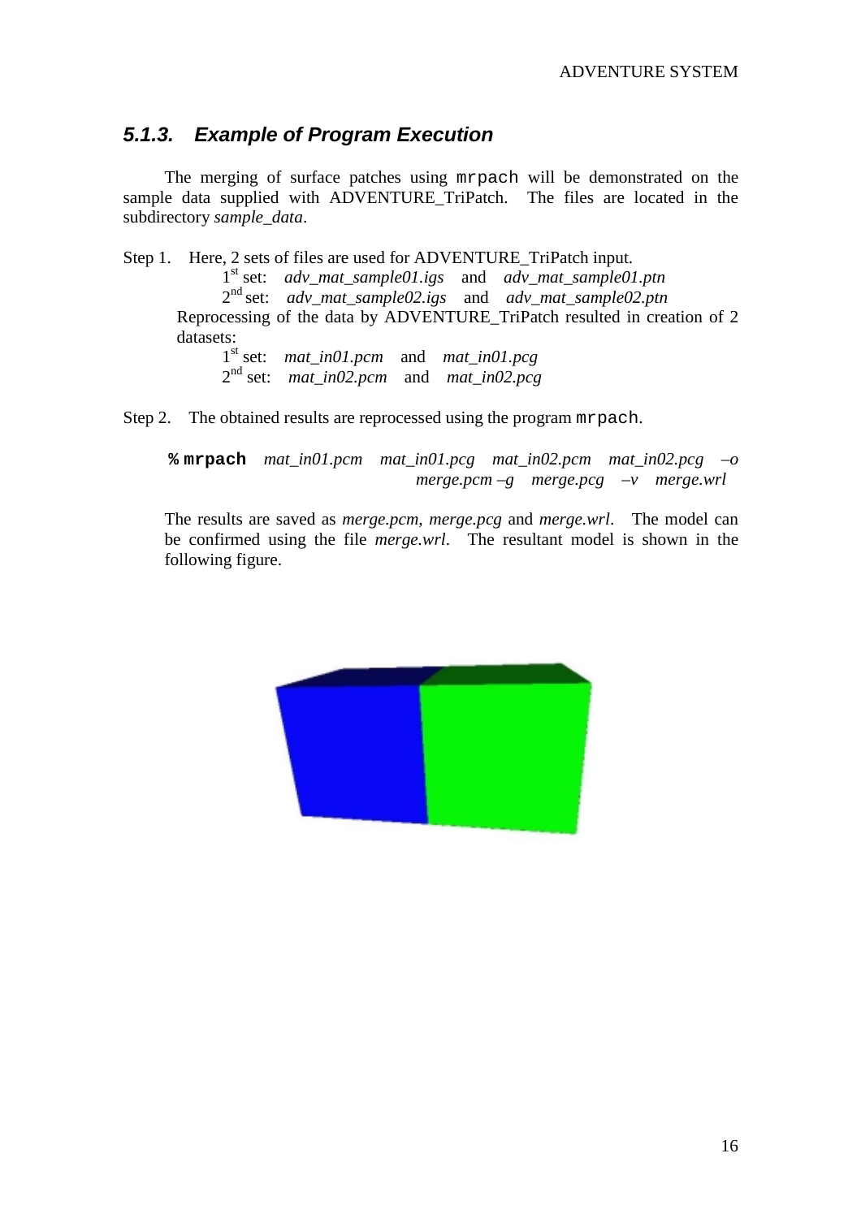### 5.1.3. Example of Program Execution

The merging of surface patches using `mrpach` will be demonstrated on the sample data supplied with ADVENTURE_TriPatch. The files are located in the subdirectory *sample_data*.

Step 1. Here, 2 sets of files are used for ADVENTURE_TriPatch input.

1st set: *adv_mat_sample01.igs* and *adv_mat_sample01.ptn*
2nd set: *adv_mat_sample02.igs* and *adv_mat_sample02.ptn*

Reprocessing of the data by ADVENTURE_TriPatch resulted in creation of 2 datasets:

1st set: *mat_in01.pcm* and *mat_in01.pcg*
2nd set: *mat_in02.pcm* and *mat_in02.pcg*

Step 2. The obtained results are reprocessed using the program `mrpach`.

```
% mrpach mat_in01.pcm mat_in01.pcg mat_in02.pcm mat_in02.pcg –o merge.pcm –g merge.pcg –v merge.wrl
```

The results are saved as *merge.pcm*, *merge.pcg* and *merge.wrl*. The model can be confirmed using the file *merge.wrl*. The resultant model is shown in the following figure.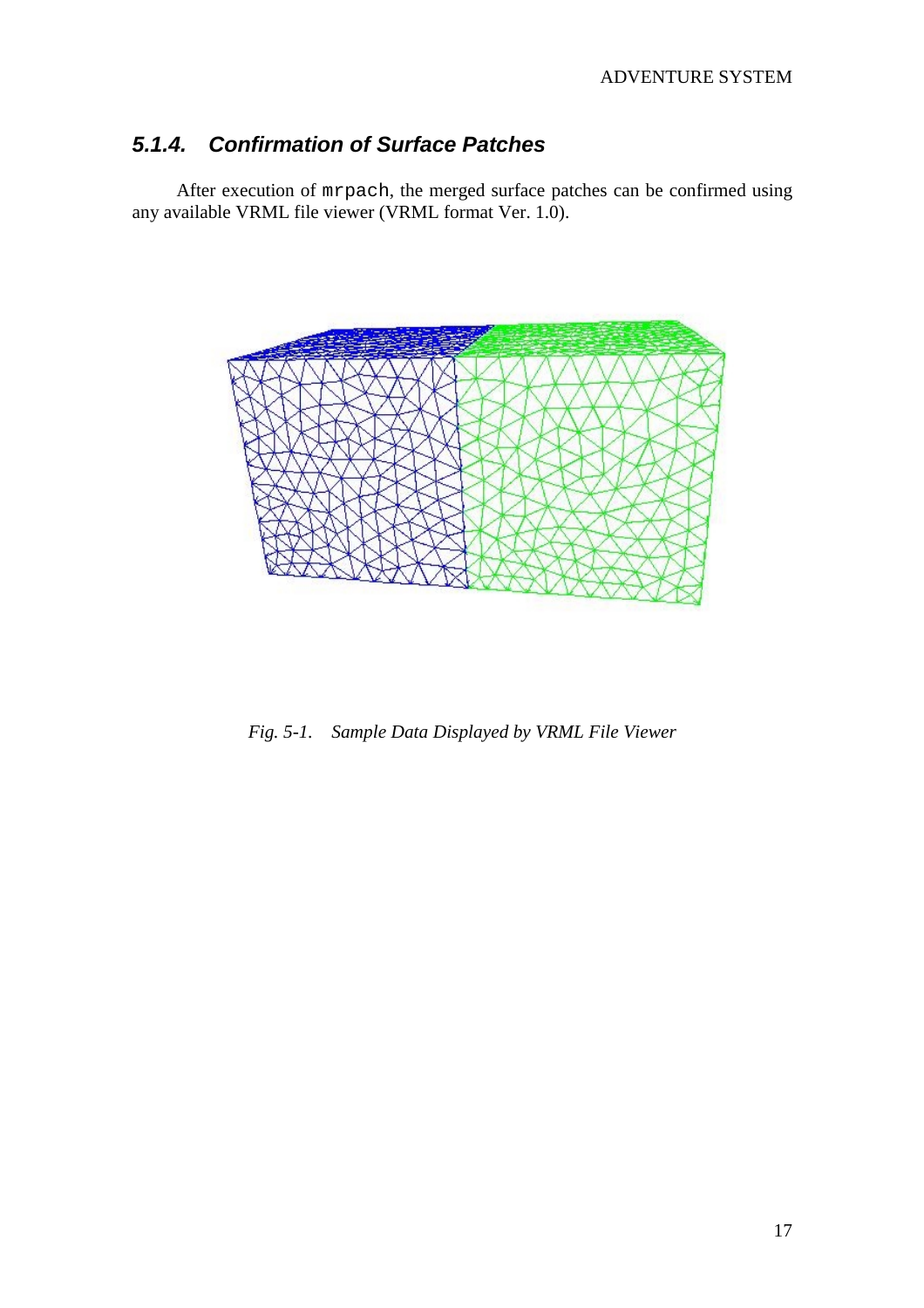### 5.1.4. Confirmation of Surface Patches

After execution of `mrpach`, the merged surface patches can be confirmed using any available VRML file viewer (VRML format Ver. 1.0).

*Fig. 5-1. Sample Data Displayed by VRML File Viewer*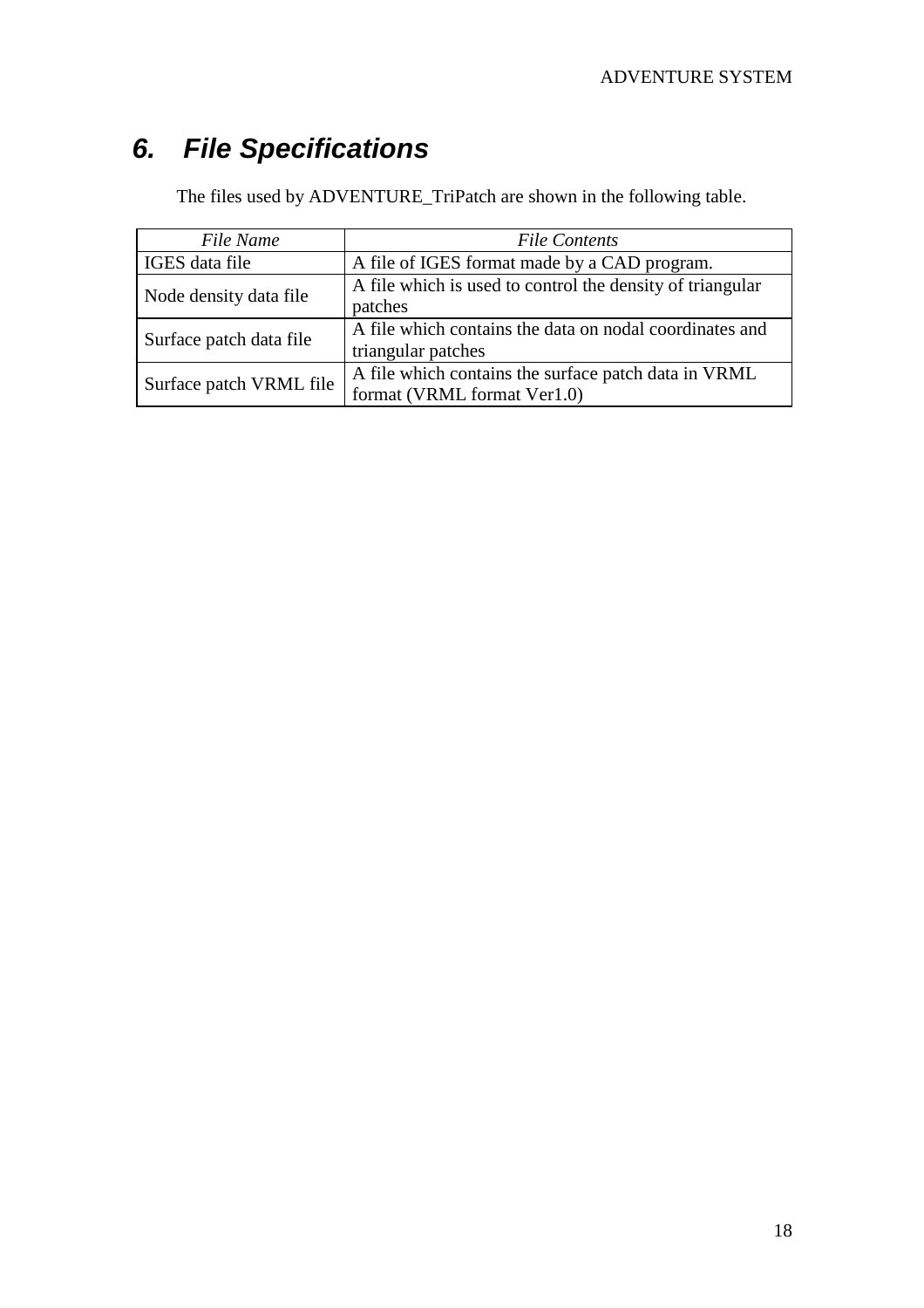# 6. File Specifications

The files used by ADVENTURE_TriPatch are shown in the following table.

| *File Name* | *File Contents* |
| --- | --- |
| IGES data file | A file of IGES format made by a CAD program. |
| Node density data file | A file which is used to control the density of triangular patches |
| Surface patch data file | A file which contains the data on nodal coordinates and triangular patches |
| Surface patch VRML file | A file which contains the surface patch data in VRML format (VRML format Ver1.0) |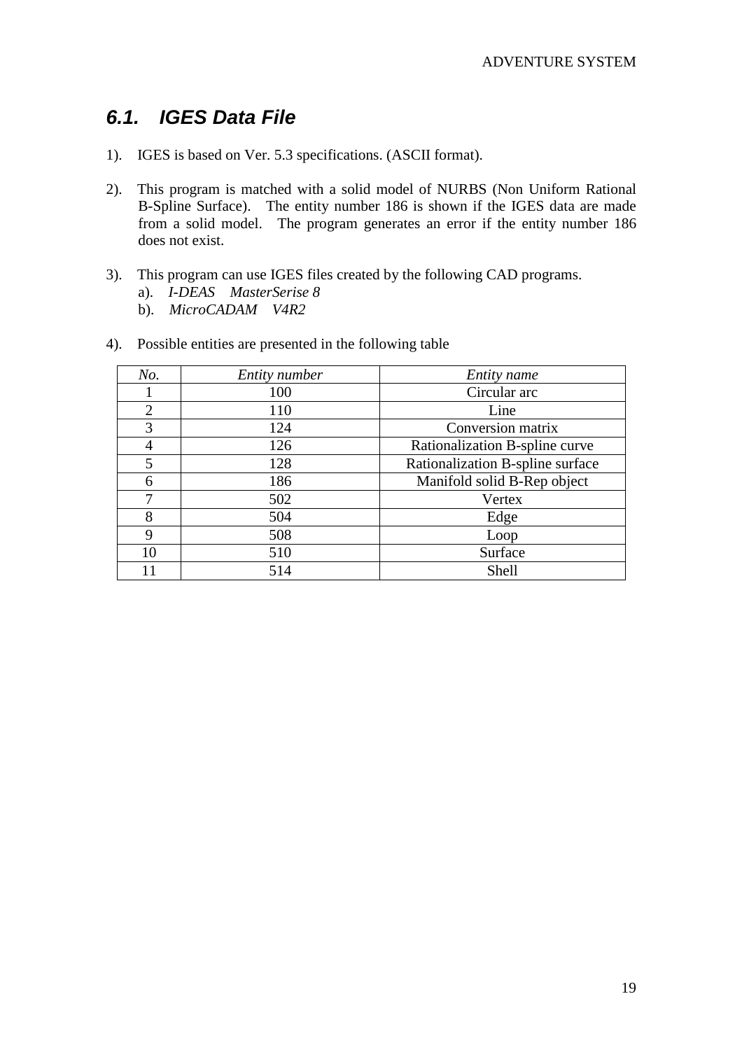## *6.1. IGES Data File*

1). IGES is based on Ver. 5.3 specifications. (ASCII format).

2). This program is matched with a solid model of NURBS (Non Uniform Rational B-Spline Surface). The entity number 186 is shown if the IGES data are made from a solid model. The program generates an error if the entity number 186 does not exist.

3). This program can use IGES files created by the following CAD programs.
   a). *I-DEAS MasterSerise 8*
   b). *MicroCADAM V4R2*

4). Possible entities are presented in the following table

| *No.* | *Entity number* | *Entity name* |
|---|---|---|
| 1 | 100 | Circular arc |
| 2 | 110 | Line |
| 3 | 124 | Conversion matrix |
| 4 | 126 | Rationalization B-spline curve |
| 5 | 128 | Rationalization B-spline surface |
| 6 | 186 | Manifold solid B-Rep object |
| 7 | 502 | Vertex |
| 8 | 504 | Edge |
| 9 | 508 | Loop |
| 10 | 510 | Surface |
| 11 | 514 | Shell |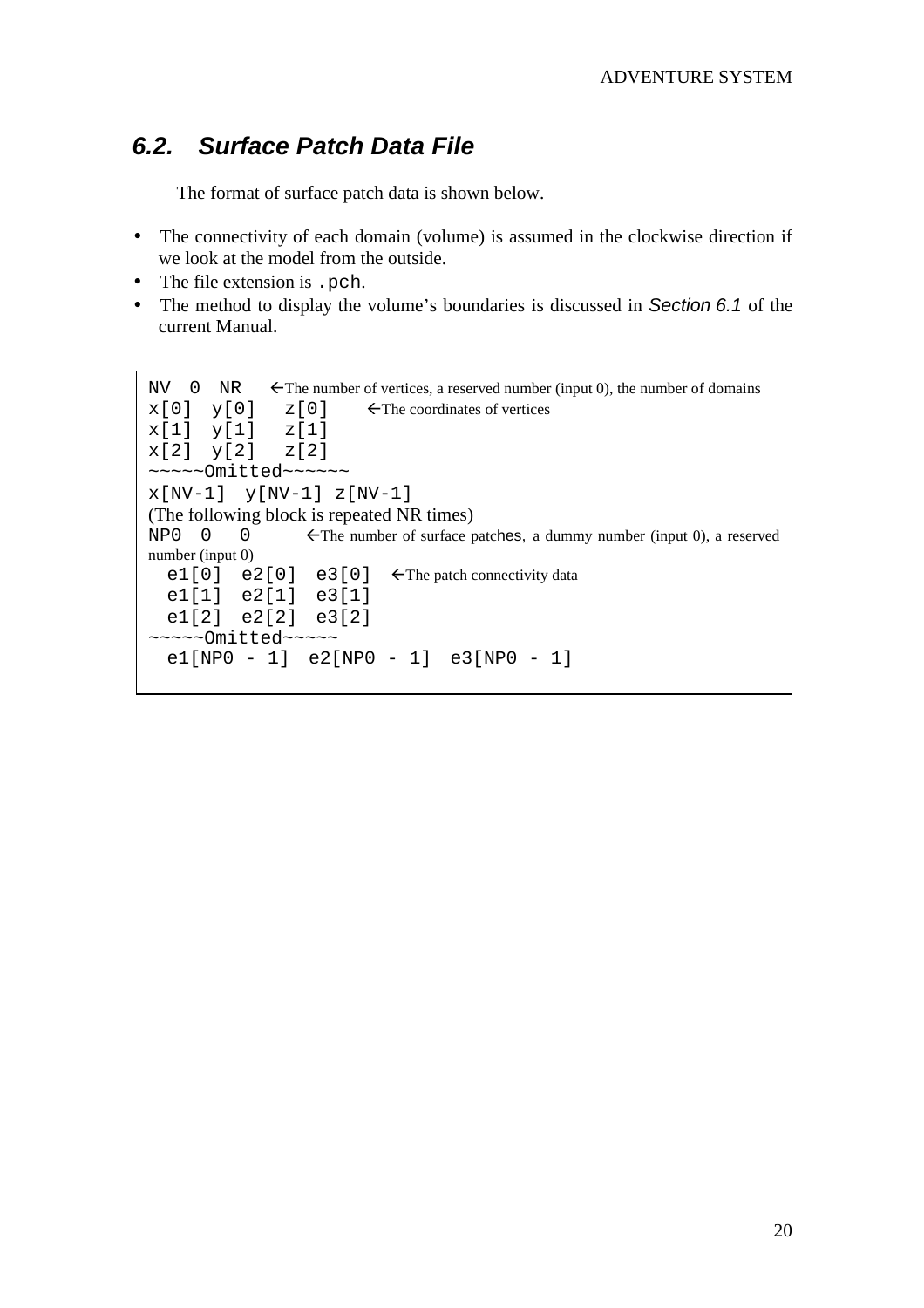## *6.2. Surface Patch Data File*

The format of surface patch data is shown below.

- The connectivity of each domain (volume) is assumed in the clockwise direction if we look at the model from the outside.
- The file extension is `.pch`.
- The method to display the volume's boundaries is discussed in *Section 6.1* of the current Manual.

```
NV  0  NR    ←The number of vertices, a reserved number (input 0), the number of domains
x[0]  y[0]   z[0]     ←The coordinates of vertices
x[1]  y[1]   z[1]
x[2]  y[2]   z[2]
~~~~~Omitted~~~~~~
x[NV-1]  y[NV-1] z[NV-1]
(The following block is repeated NR times)
NP0  0   0        ←The number of surface patches, a dummy number (input 0), a reserved number (input 0)
  e1[0]  e2[0]  e3[0]  ←The patch connectivity data
  e1[1]  e2[1]  e3[1]
  e1[2]  e2[2]  e3[2]
~~~~~Omitted~~~~~
  e1[NP0 - 1]  e2[NP0 - 1]  e3[NP0 - 1]
```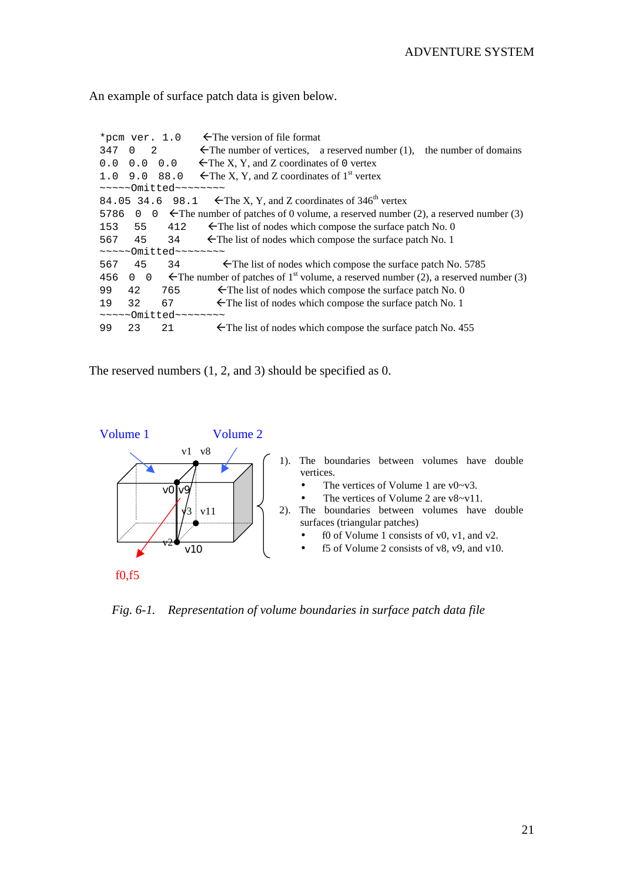An example of surface patch data is given below.

```
*pcm ver. 1.0      ←The version of file format
347  0   2         ←The number of vertices,   a reserved number (1),   the number of domains
0.0  0.0  0.0      ←The X, Y, and Z coordinates of 0 vertex
1.0  9.0  88.0     ←The X, Y, and Z coordinates of 1st vertex
~~~~~Omitted~~~~~~~~
84.05 34.6  98.1    ←The X, Y, and Z coordinates of 346th vertex
5786  0  0   ←The number of patches of 0 volume, a reserved number (2), a reserved number (3)
153   55    412     ←The list of nodes which compose the surface patch No. 0
567   45    34      ←The list of nodes which compose the surface patch No. 1
~~~~~Omitted~~~~~~~~
567   45    34          ←The list of nodes which compose the surface patch No. 5785
456  0  0    ←The number of patches of 1st volume, a reserved number (2), a reserved number (3)
99    42    765        ←The list of nodes which compose the surface patch No. 0
19    32    67         ←The list of nodes which compose the surface patch No. 1
~~~~~Omitted~~~~~~~~
99    23    21         ←The list of nodes which compose the surface patch No. 455
```

The reserved numbers (1, 2, and 3) should be specified as 0.

1). The boundaries between volumes have double vertices.
- The vertices of Volume 1 are v0~v3.
- The vertices of Volume 2 are v8~v11.

2). The boundaries between volumes have double surfaces (triangular patches)
- f0 of Volume 1 consists of v0, v1, and v2.
- f5 of Volume 2 consists of v8, v9, and v10.

*Fig. 6-1. Representation of volume boundaries in surface patch data file*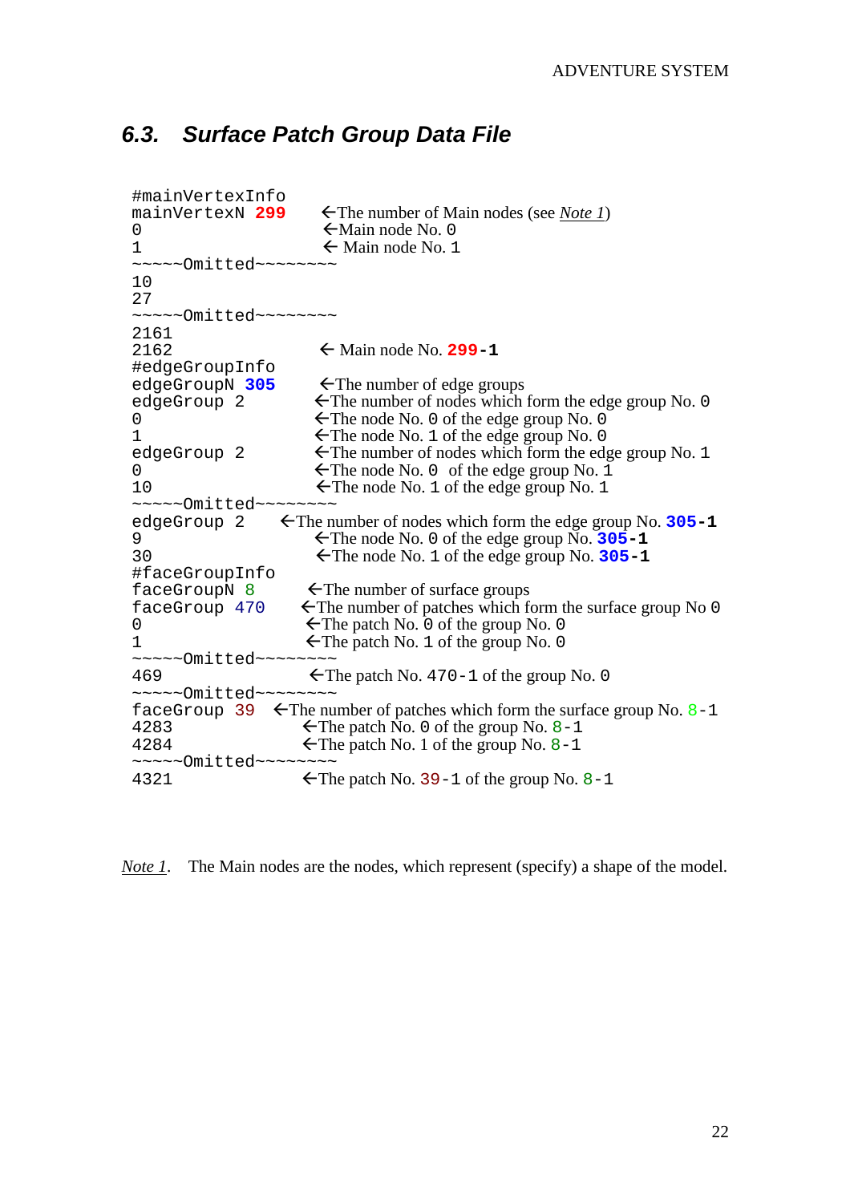## 6.3. Surface Patch Group Data File

```
#mainVertexInfo
mainVertexN 299     ←The number of Main nodes (see Note 1)
0                   ←Main node No. 0
1                   ← Main node No. 1
~~~~~Omitted~~~~~~~~
10
27
~~~~~Omitted~~~~~~~~
2161
2162                ← Main node No. 299-1
#edgeGroupInfo
edgeGroupN 305      ←The number of edge groups
edgeGroup 2         ←The number of nodes which form the edge group No. 0
0                   ←The node No. 0 of the edge group No. 0
1                   ←The node No. 1 of the edge group No. 0
edgeGroup 2         ←The number of nodes which form the edge group No. 1
0                   ←The node No. 0  of the edge group No. 1
10                  ←The node No. 1 of the edge group No. 1
~~~~~Omitted~~~~~~~~
edgeGroup 2     ←The number of nodes which form the edge group No. 305-1
9                   ←The node No. 0 of the edge group No. 305-1
30                  ←The node No. 1 of the edge group No. 305-1
#faceGroupInfo
faceGroupN 8        ←The number of surface groups
faceGroup 470      ←The number of patches which form the surface group No 0
0                   ←The patch No. 0 of the group No. 0
1                   ←The patch No. 1 of the group No. 0
~~~~~Omitted~~~~~~~~
469                 ←The patch No. 470-1 of the group No. 0
~~~~~Omitted~~~~~~~~
faceGroup 39   ←The number of patches which form the surface group No. 8-1
4283                ←The patch No. 0 of the group No. 8-1
4284                ←The patch No. 1 of the group No. 8-1
~~~~~Omitted~~~~~~~~
4321                ←The patch No. 39-1 of the group No. 8-1
```

*Note 1*. The Main nodes are the nodes, which represent (specify) a shape of the model.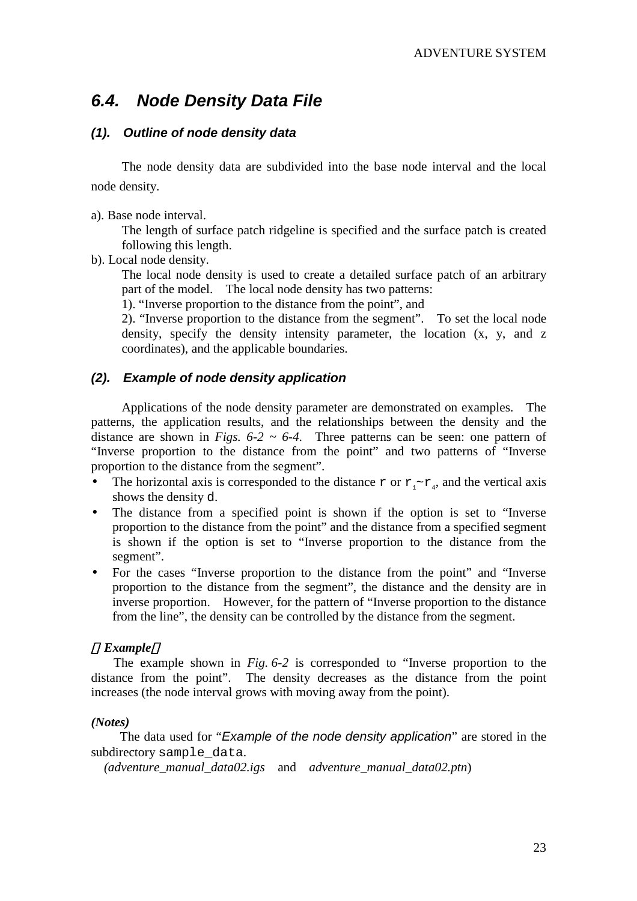## 6.4. Node Density Data File

### (1). Outline of node density data

The node density data are subdivided into the base node interval and the local node density.

a). Base node interval.

The length of surface patch ridgeline is specified and the surface patch is created following this length.

b). Local node density.

The local node density is used to create a detailed surface patch of an arbitrary part of the model. The local node density has two patterns:
1). "Inverse proportion to the distance from the point", and
2). "Inverse proportion to the distance from the segment". To set the local node density, specify the density intensity parameter, the location (x, y, and z coordinates), and the applicable boundaries.

### (2). Example of node density application

Applications of the node density parameter are demonstrated on examples. The patterns, the application results, and the relationships between the density and the distance are shown in *Figs. 6-2 ~ 6-4*. Three patterns can be seen: one pattern of "Inverse proportion to the distance from the point" and two patterns of "Inverse proportion to the distance from the segment".

- The horizontal axis is corresponded to the distance $r$ or $r_1$~$r_4$, and the vertical axis shows the density $d$.
- The distance from a specified point is shown if the option is set to "Inverse proportion to the distance from the point" and the distance from a specified segment is shown if the option is set to "Inverse proportion to the distance from the segment".
- For the cases "Inverse proportion to the distance from the point" and "Inverse proportion to the distance from the segment", the distance and the density are in inverse proportion. However, for the pattern of "Inverse proportion to the distance from the line", the density can be controlled by the distance from the segment.

**Example**

The example shown in *Fig. 6-2* is corresponded to "Inverse proportion to the distance from the point". The density decreases as the distance from the point increases (the node interval grows with moving away from the point).

***(Notes)***

The data used for "*Example of the node density application*" are stored in the subdirectory `sample_data`.
(*adventure_manual_data02.igs* and *adventure_manual_data02.ptn*)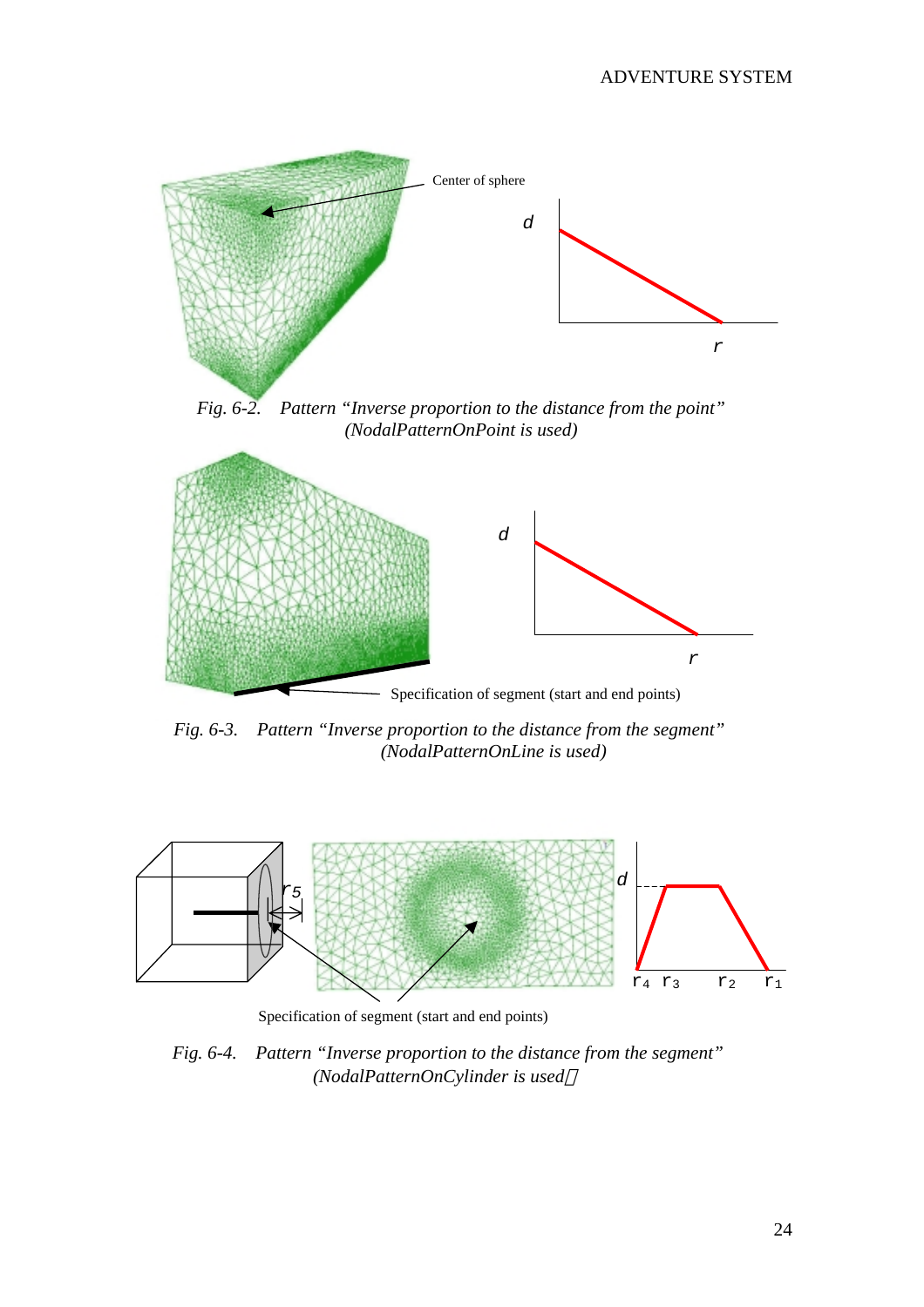Center of sphere

Fig. 6-2. Pattern "Inverse proportion to the distance from the point" (NodalPatternOnPoint is used)

Specification of segment (start and end points)

Fig. 6-3. Pattern "Inverse proportion to the distance from the segment" (NodalPatternOnLine is used)

Specification of segment (start and end points)

Fig. 6-4. Pattern "Inverse proportion to the distance from the segment" (NodalPatternOnCylinder is used)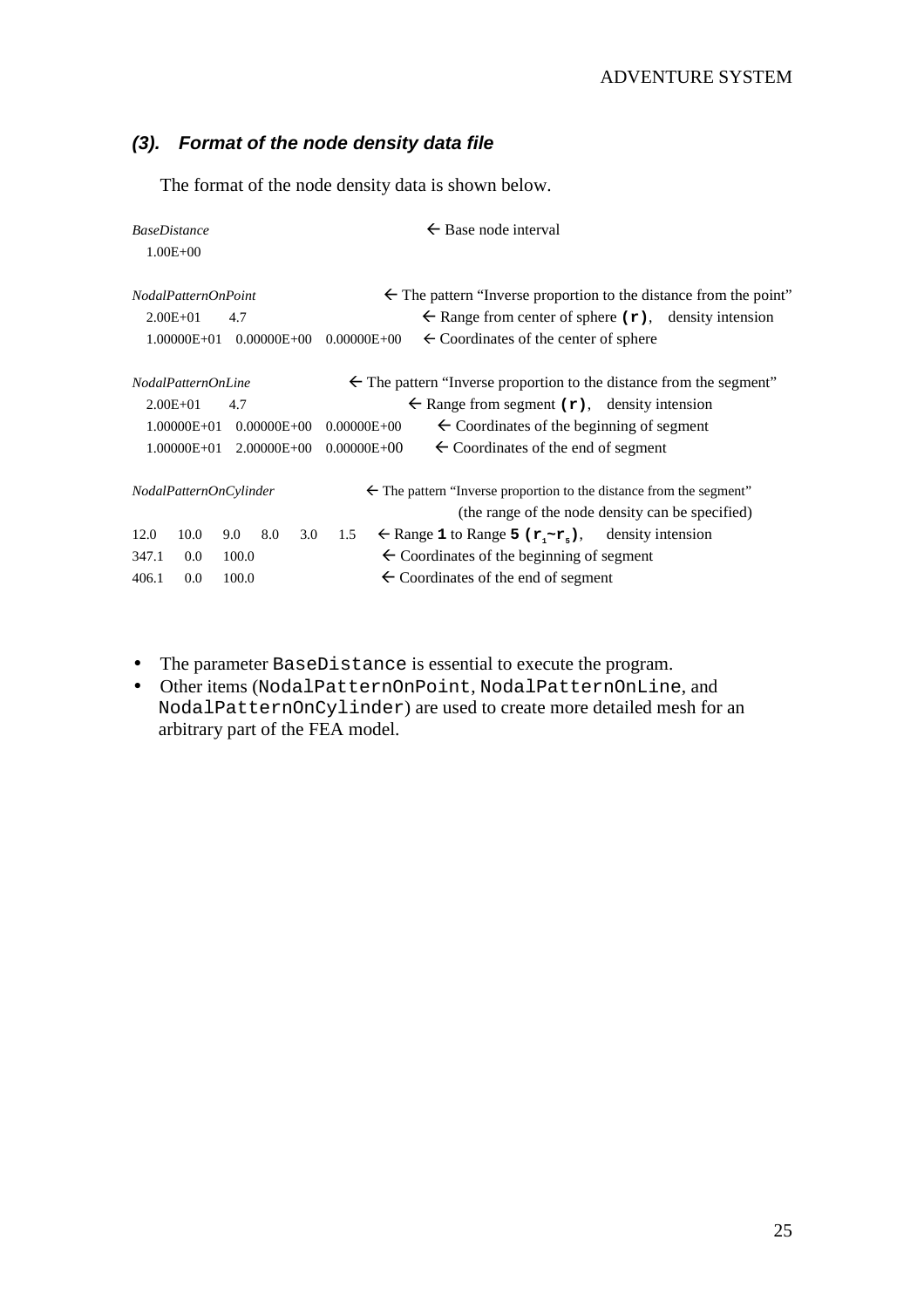### *(3). Format of the node density data file*

The format of the node density data is shown below.

```
BaseDistance                                  ← Base node interval
   1.00E+00

NodalPatternOnPoint                 ← The pattern "Inverse proportion to the distance from the point"
   2.00E+01      4.7                            ← Range from center of sphere (r),    density intension
   1.00000E+01   0.00000E+00   0.00000E+00     ← Coordinates of the center of sphere

NodalPatternOnLine                  ← The pattern "Inverse proportion to the distance from the segment"
   2.00E+01      4.7                            ← Range from segment (r),    density intension
   1.00000E+01   0.00000E+00   0.00000E+00     ← Coordinates of the beginning of segment
   1.00000E+01   2.00000E+00   0.00000E+00     ← Coordinates of the end of segment

NodalPatternOnCylinder              ← The pattern "Inverse proportion to the distance from the segment"
                                                  (the range of the node density can be specified)
12.0    10.0    9.0    8.0    3.0    1.5    ← Range 1 to Range 5 (r1~r5),    density intension
347.1    0.0    100.0                       ← Coordinates of the beginning of segment
406.1    0.0    100.0                       ← Coordinates of the end of segment
```

- The parameter `BaseDistance` is essential to execute the program.
- Other items (`NodalPatternOnPoint`, `NodalPatternOnLine`, and `NodalPatternOnCylinder`) are used to create more detailed mesh for an arbitrary part of the FEA model.